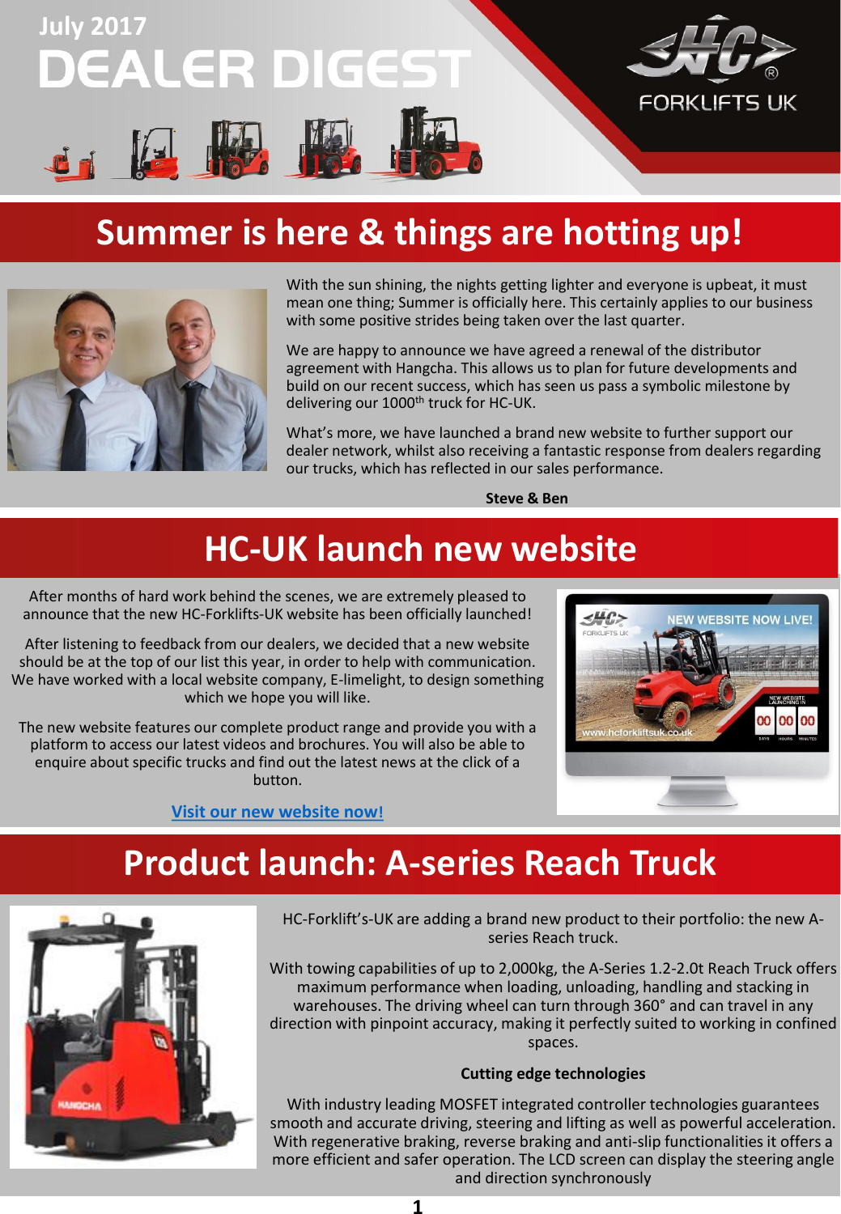July 2017

# DEALER DIGEST

FORKLIFTS UK

## Summer is here & things are hotting up!

With the sun shining, the nights getting lighter and everyone is upbeat, it must mean one thing; Summer is officially here. This certainly applies to our business with some positive strides being taken over the last quarter.

We are happy to announce we have agreed a renewal of the distributor agreement with Hangcha. This allows us to plan for future developments and build on our recent success, which has seen us pass a symbolic milestone by delivering our 1000th truck for HC-UK.

What's more, we have launched a brand new website to further support our dealer network, whilst also receiving a fantastic response from dealers regarding our trucks, which has reflected in our sales performance.

**Steve & Ben**

## HC-UK launch new website

After months of hard work behind the scenes, we are extremely pleased to announce that the new HC-Forklifts-UK website has been officially launched!

After listening to feedback from our dealers, we decided that a new website should be at the top of our list this year, in order to help with communication. We have worked with a local website company, E-limelight, to design something which we hope you will like.

The new website features our complete product range and provide you with a platform to access our latest videos and brochures. You will also be able to enquire about specific trucks and find out the latest news at the click of a button.

Visit our new website now!

## Product launch: A-series Reach Truck

HC-Forklift's-UK are adding a brand new product to their portfolio: the new A-series Reach truck.

With towing capabilities of up to 2,000kg, the A-Series 1.2-2.0t Reach Truck offers maximum performance when loading, unloading, handling and stacking in warehouses. The driving wheel can turn through 360° and can travel in any direction with pinpoint accuracy, making it perfectly suited to working in confined spaces.

**Cutting edge technologies**

With industry leading MOSFET integrated controller technologies guarantees smooth and accurate driving, steering and lifting as well as powerful acceleration. With regenerative braking, reverse braking and anti-slip functionalities it offers a more efficient and safer operation. The LCD screen can display the steering angle and direction synchronously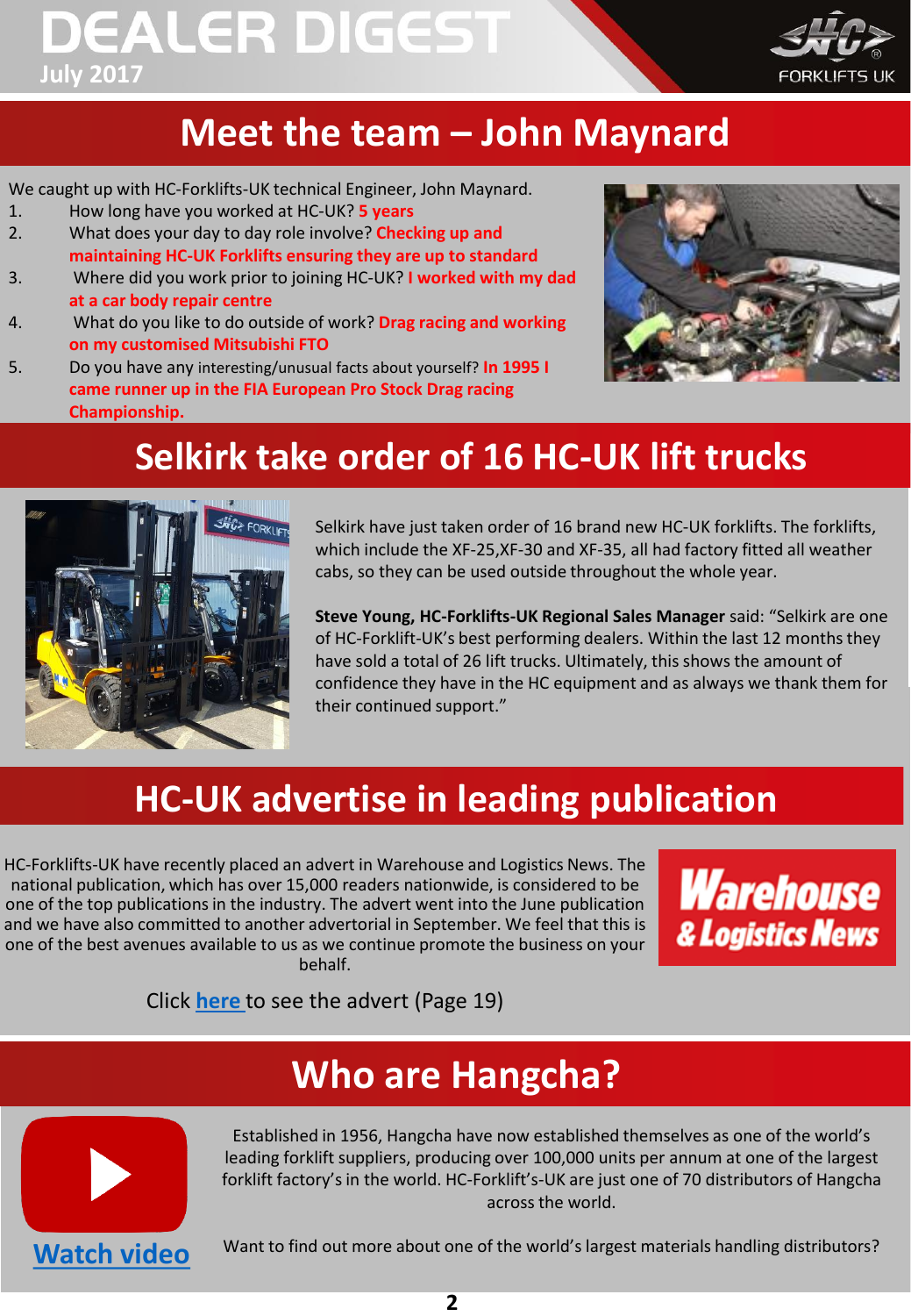# DEALER DIGEST
July 2017

## Meet the team – John Maynard

We caught up with HC-Forklifts-UK technical Engineer, John Maynard.

1. How long have you worked at HC-UK? **5 years**
2. What does your day to day role involve? **Checking up and maintaining HC-UK Forklifts ensuring they are up to standard**
3. Where did you work prior to joining HC-UK? **I worked with my dad at a car body repair centre**
4. What do you like to do outside of work? **Drag racing and working on my customised Mitsubishi FTO**
5. Do you have any interesting/unusual facts about yourself? **In 1995 I came runner up in the FIA European Pro Stock Drag racing Championship.**

## Selkirk take order of 16 HC-UK lift trucks

Selkirk have just taken order of 16 brand new HC-UK forklifts. The forklifts, which include the XF-25,XF-30 and XF-35, all had factory fitted all weather cabs, so they can be used outside throughout the whole year.

**Steve Young, HC-Forklifts-UK Regional Sales Manager** said: "Selkirk are one of HC-Forklift-UK's best performing dealers. Within the last 12 months they have sold a total of 26 lift trucks. Ultimately, this shows the amount of confidence they have in the HC equipment and as always we thank them for their continued support."

## HC-UK advertise in leading publication

HC-Forklifts-UK have recently placed an advert in Warehouse and Logistics News. The national publication, which has over 15,000 readers nationwide, is considered to be one of the top publications in the industry. The advert went into the June publication and we have also committed to another advertorial in September. We feel that this is one of the best avenues available to us as we continue promote the business on your behalf.

Click here to see the advert (Page 19)

## Who are Hangcha?

Established in 1956, Hangcha have now established themselves as one of the world's leading forklift suppliers, producing over 100,000 units per annum at one of the largest forklift factory's in the world. HC-Forklift's-UK are just one of 70 distributors of Hangcha across the world.

Want to find out more about one of the world's largest materials handling distributors?

Watch video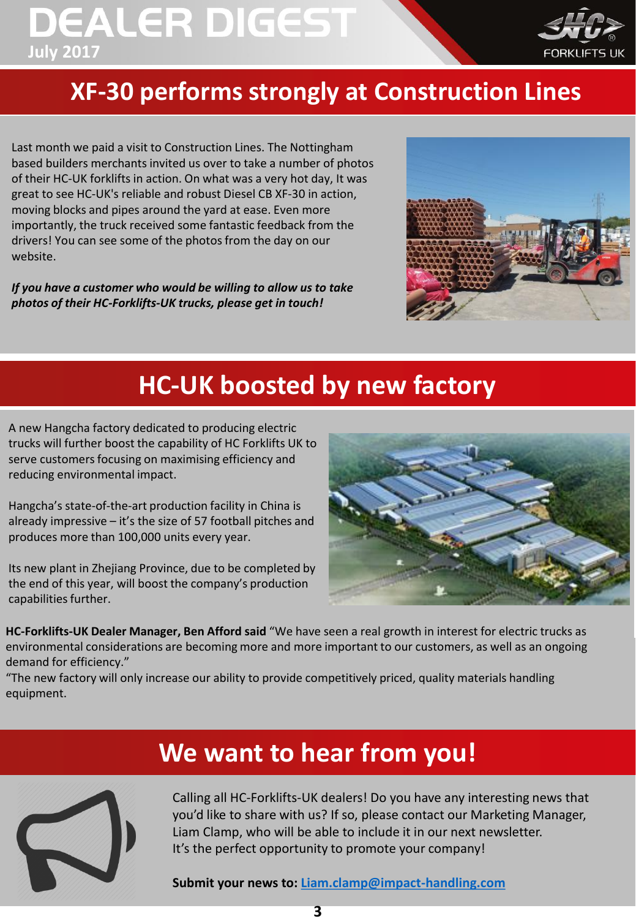# DEALER DIGEST

July 2017

## XF-30 performs strongly at Construction Lines

Last month we paid a visit to Construction Lines. The Nottingham based builders merchants invited us over to take a number of photos of their HC-UK forklifts in action. On what was a very hot day, It was great to see HC-UK's reliable and robust Diesel CB XF-30 in action, moving blocks and pipes around the yard at ease. Even more importantly, the truck received some fantastic feedback from the drivers! You can see some of the photos from the day on our website.

***If you have a customer who would be willing to allow us to take photos of their HC-Forklifts-UK trucks, please get in touch!***

## HC-UK boosted by new factory

A new Hangcha factory dedicated to producing electric trucks will further boost the capability of HC Forklifts UK to serve customers focusing on maximising efficiency and reducing environmental impact.

Hangcha's state-of-the-art production facility in China is already impressive – it's the size of 57 football pitches and produces more than 100,000 units every year.

Its new plant in Zhejiang Province, due to be completed by the end of this year, will boost the company's production capabilities further.

**HC-Forklifts-UK Dealer Manager, Ben Afford said** "We have seen a real growth in interest for electric trucks as environmental considerations are becoming more and more important to our customers, as well as an ongoing demand for efficiency."

"The new factory will only increase our ability to provide competitively priced, quality materials handling equipment.

## We want to hear from you!

Calling all HC-Forklifts-UK dealers! Do you have any interesting news that you'd like to share with us? If so, please contact our Marketing Manager, Liam Clamp, who will be able to include it in our next newsletter.

It's the perfect opportunity to promote your company!

**Submit your news to: [Liam.clamp@impact-handling.com](mailto:Liam.clamp@impact-handling.com)**